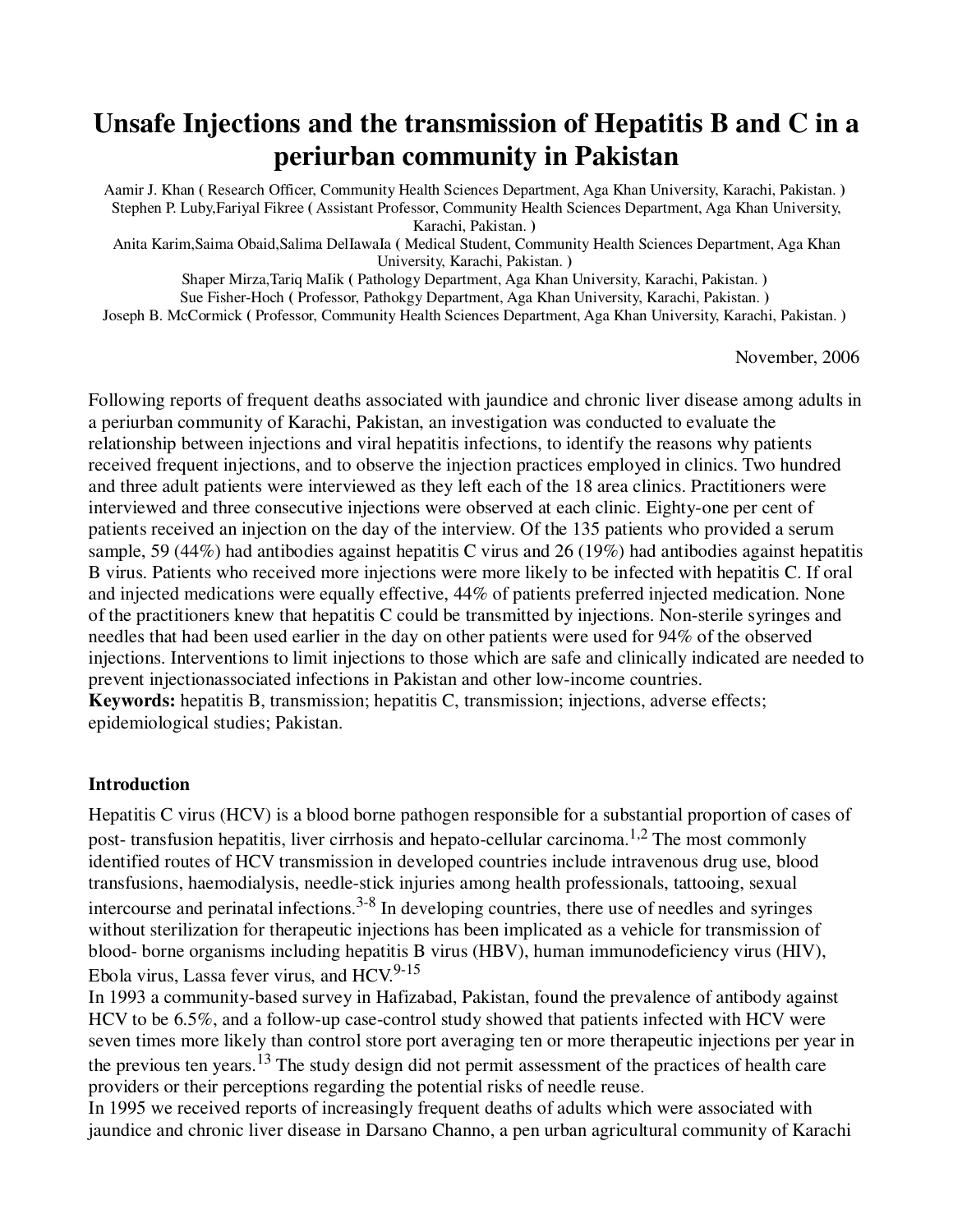# Unsafe Injections and the transmission of Hepatitis B and C in a periurban community in Pakistan

Aamir J. Khan ( Research Officer, Community Health Sciences Department, Aga Khan University, Karachi, Pakistan. )
Stephen P. Luby,Fariyal Fikree ( Assistant Professor, Community Health Sciences Department, Aga Khan University, Karachi, Pakistan. )
Anita Karim,Saima Obaid,Salima DelIawaIa ( Medical Student, Community Health Sciences Department, Aga Khan University, Karachi, Pakistan. )
Shaper Mirza,Tariq MaIik ( Pathology Department, Aga Khan University, Karachi, Pakistan. )
Sue Fisher-Hoch ( Professor, Pathokgy Department, Aga Khan University, Karachi, Pakistan. )
Joseph B. McCormick ( Professor, Community Health Sciences Department, Aga Khan University, Karachi, Pakistan. )

November, 2006

Following reports of frequent deaths associated with jaundice and chronic liver disease among adults in a periurban community of Karachi, Pakistan, an investigation was conducted to evaluate the relationship between injections and viral hepatitis infections, to identify the reasons why patients received frequent injections, and to observe the injection practices employed in clinics. Two hundred and three adult patients were interviewed as they left each of the 18 area clinics. Practitioners were interviewed and three consecutive injections were observed at each clinic. Eighty-one per cent of patients received an injection on the day of the interview. Of the 135 patients who provided a serum sample, 59 (44%) had antibodies against hepatitis C virus and 26 (19%) had antibodies against hepatitis B virus. Patients who received more injections were more likely to be infected with hepatitis C. If oral and injected medications were equally effective, 44% of patients preferred injected medication. None of the practitioners knew that hepatitis C could be transmitted by injections. Non-sterile syringes and needles that had been used earlier in the day on other patients were used for 94% of the observed injections. Interventions to limit injections to those which are safe and clinically indicated are needed to prevent injectionassociated infections in Pakistan and other low-income countries.

**Keywords:** hepatitis B, transmission; hepatitis C, transmission; injections, adverse effects; epidemiological studies; Pakistan.

## Introduction

Hepatitis C virus (HCV) is a blood borne pathogen responsible for a substantial proportion of cases of post- transfusion hepatitis, liver cirrhosis and hepato-cellular carcinoma.[1,2] The most commonly identified routes of HCV transmission in developed countries include intravenous drug use, blood transfusions, haemodialysis, needle-stick injuries among health professionals, tattooing, sexual intercourse and perinatal infections.[3-8] In developing countries, there use of needles and syringes without sterilization for therapeutic injections has been implicated as a vehicle for transmission of blood- borne organisms including hepatitis B virus (HBV), human immunodeficiency virus (HIV), Ebola virus, Lassa fever virus, and HCV.[9-15]

In 1993 a community-based survey in Hafizabad, Pakistan, found the prevalence of antibody against HCV to be 6.5%, and a follow-up case-control study showed that patients infected with HCV were seven times more likely than control store port averaging ten or more therapeutic injections per year in the previous ten years.[13] The study design did not permit assessment of the practices of health care providers or their perceptions regarding the potential risks of needle reuse.

In 1995 we received reports of increasingly frequent deaths of adults which were associated with jaundice and chronic liver disease in Darsano Channo, a pen urban agricultural community of Karachi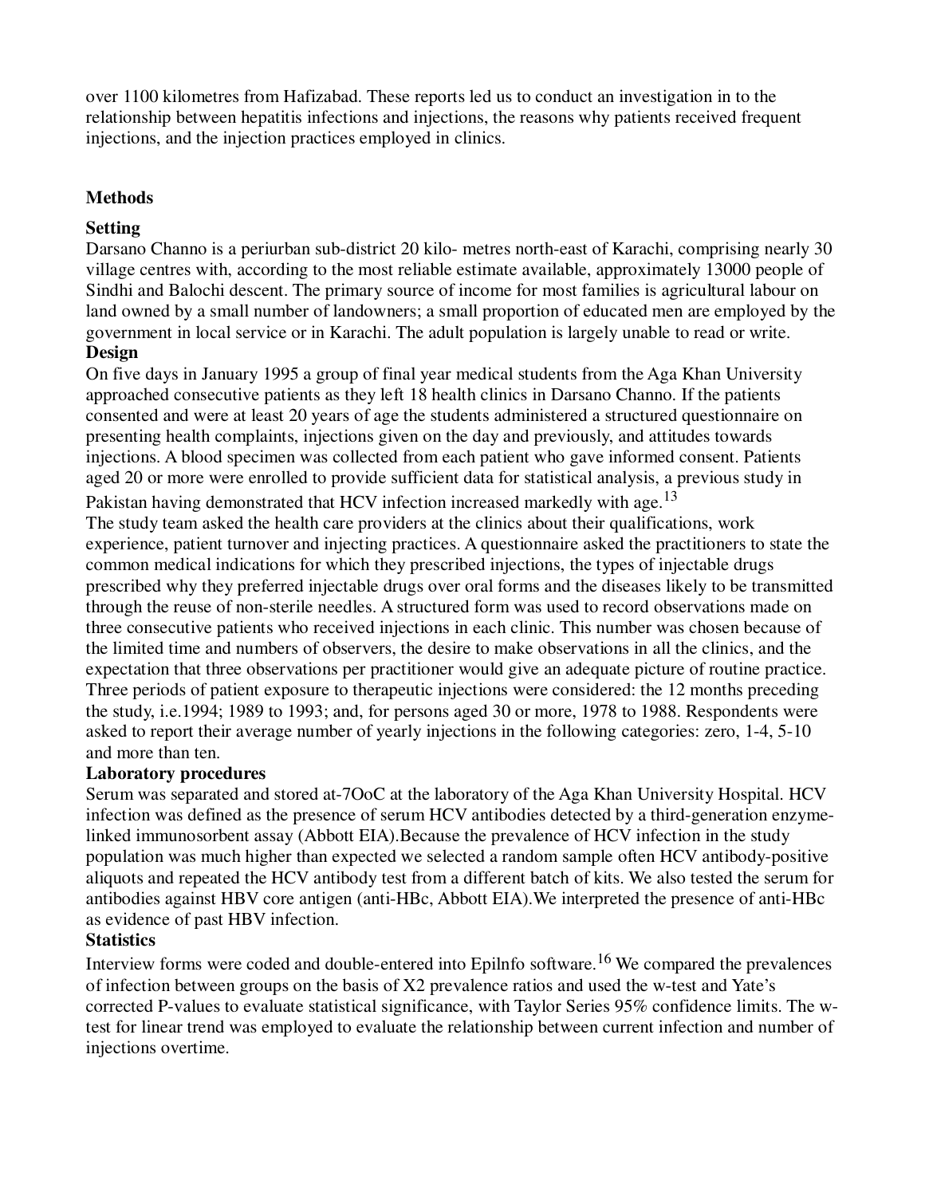over 1100 kilometres from Hafizabad. These reports led us to conduct an investigation in to the relationship between hepatitis infections and injections, the reasons why patients received frequent injections, and the injection practices employed in clinics.

## Methods

### Setting

Darsano Channo is a periurban sub-district 20 kilo- metres north-east of Karachi, comprising nearly 30 village centres with, according to the most reliable estimate available, approximately 13000 people of Sindhi and Balochi descent. The primary source of income for most families is agricultural labour on land owned by a small number of landowners; a small proportion of educated men are employed by the government in local service or in Karachi. The adult population is largely unable to read or write.

### Design

On five days in January 1995 a group of final year medical students from the Aga Khan University approached consecutive patients as they left 18 health clinics in Darsano Channo. If the patients consented and were at least 20 years of age the students administered a structured questionnaire on presenting health complaints, injections given on the day and previously, and attitudes towards injections. A blood specimen was collected from each patient who gave informed consent. Patients aged 20 or more were enrolled to provide sufficient data for statistical analysis, a previous study in Pakistan having demonstrated that HCV infection increased markedly with age.[13]

The study team asked the health care providers at the clinics about their qualifications, work experience, patient turnover and injecting practices. A questionnaire asked the practitioners to state the common medical indications for which they prescribed injections, the types of injectable drugs prescribed why they preferred injectable drugs over oral forms and the diseases likely to be transmitted through the reuse of non-sterile needles. A structured form was used to record observations made on three consecutive patients who received injections in each clinic. This number was chosen because of the limited time and numbers of observers, the desire to make observations in all the clinics, and the expectation that three observations per practitioner would give an adequate picture of routine practice. Three periods of patient exposure to therapeutic injections were considered: the 12 months preceding the study, i.e.1994; 1989 to 1993; and, for persons aged 30 or more, 1978 to 1988. Respondents were asked to report their average number of yearly injections in the following categories: zero, 1-4, 5-10 and more than ten.

### Laboratory procedures

Serum was separated and stored at-7OoC at the laboratory of the Aga Khan University Hospital. HCV infection was defined as the presence of serum HCV antibodies detected by a third-generation enzyme-linked immunosorbent assay (Abbott EIA).Because the prevalence of HCV infection in the study population was much higher than expected we selected a random sample often HCV antibody-positive aliquots and repeated the HCV antibody test from a different batch of kits. We also tested the serum for antibodies against HBV core antigen (anti-HBc, Abbott EIA).We interpreted the presence of anti-HBc as evidence of past HBV infection.

### Statistics

Interview forms were coded and double-entered into EpiInfo software.[16] We compared the prevalences of infection between groups on the basis of X2 prevalence ratios and used the w-test and Yate's corrected P-values to evaluate statistical significance, with Taylor Series 95% confidence limits. The w-test for linear trend was employed to evaluate the relationship between current infection and number of injections overtime.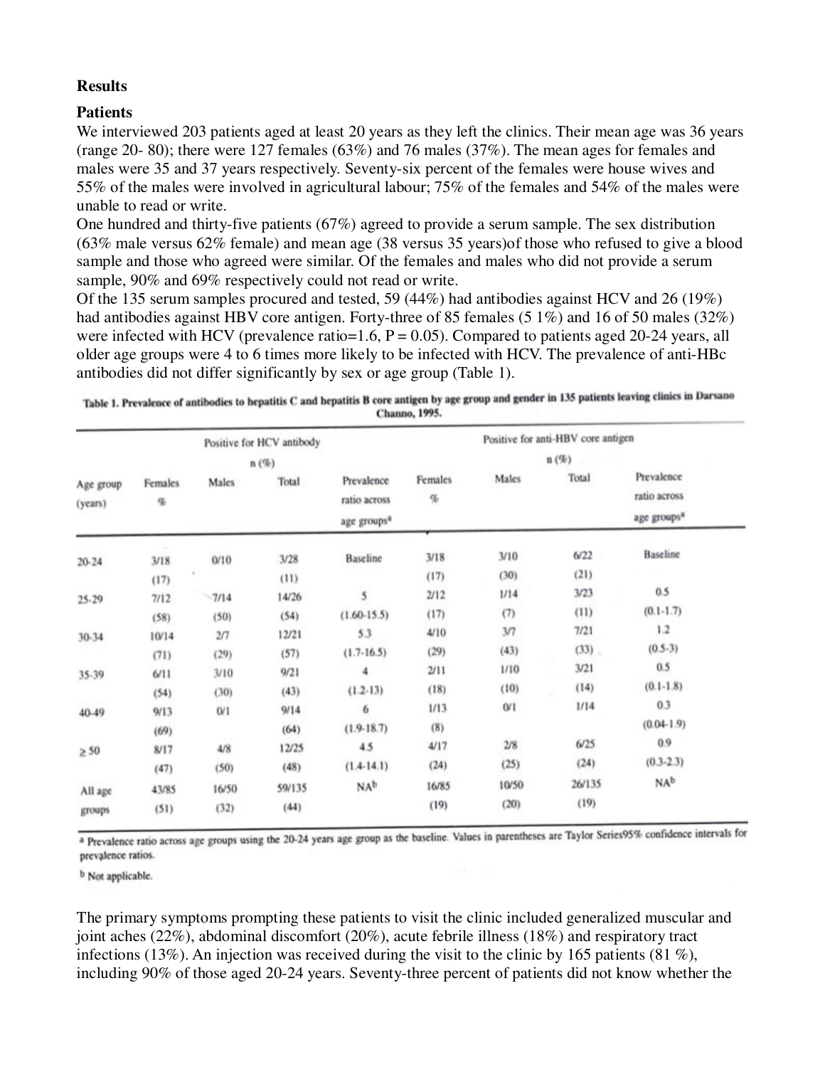**Results**

**Patients**

We interviewed 203 patients aged at least 20 years as they left the clinics. Their mean age was 36 years (range 20- 80); there were 127 females (63%) and 76 males (37%). The mean ages for females and males were 35 and 37 years respectively. Seventy-six percent of the females were house wives and 55% of the males were involved in agricultural labour; 75% of the females and 54% of the males were unable to read or write.

One hundred and thirty-five patients (67%) agreed to provide a serum sample. The sex distribution (63% male versus 62% female) and mean age (38 versus 35 years)of those who refused to give a blood sample and those who agreed were similar. Of the females and males who did not provide a serum sample, 90% and 69% respectively could not read or write.

Of the 135 serum samples procured and tested, 59 (44%) had antibodies against HCV and 26 (19%) had antibodies against HBV core antigen. Forty-three of 85 females (5 1%) and 16 of 50 males (32%) were infected with HCV (prevalence ratio=1.6, P = 0.05). Compared to patients aged 20-24 years, all older age groups were 4 to 6 times more likely to be infected with HCV. The prevalence of anti-HBc antibodies did not differ significantly by sex or age group (Table 1).

**Table 1. Prevalence of antibodies to hepatitis C and hepatitis B core antigen by age group and gender in 135 patients leaving clinics in Darsano Channo, 1995.**

| Age group (years) | Positive for HCV antibody n (%) | | | | Positive for anti-HBV core antigen n (%) | | | |
|---|---|---|---|---|---|---|---|---|
| | Females % | Males | Total | Prevalence ratio across age groups[a] | Females % | Males | Total | Prevalence ratio across age groups[a] |
| 20-24 | 3/18 (17) | 0/10 | 3/28 (11) | Baseline | 3/18 (17) | 3/10 (30) | 6/22 (21) | Baseline |
| 25-29 | 7/12 (58) | 7/14 (50) | 14/26 (54) | 5 (1.60-15.5) | 2/12 (17) | 1/14 (7) | 3/23 (11) | 0.5 (0.1-1.7) |
| 30-34 | 10/14 (71) | 2/7 (29) | 12/21 (57) | 5.3 (1.7-16.5) | 4/10 (29) | 3/7 (43) | 7/21 (33) | 1.2 (0.5-3) |
| 35-39 | 6/11 (54) | 3/10 (30) | 9/21 (43) | 4 (1.2-13) | 2/11 (18) | 1/10 (10) | 3/21 (14) | 0.5 (0.1-1.8) |
| 40-49 | 9/13 (69) | 0/1 | 9/14 (64) | 6 (1.9-18.7) | 1/13 (8) | 0/1 | 1/14 | 0.3 (0.04-1.9) |
| ≥ 50 | 8/17 (47) | 4/8 (50) | 12/25 (48) | 4.5 (1.4-14.1) | 4/17 (24) | 2/8 (25) | 6/25 (24) | 0.9 (0.3-2.3) |
| All age groups | 43/85 (51) | 16/50 (32) | 59/135 (44) | NA[b] | 16/85 (19) | 10/50 (20) | 26/135 (19) | NA[b] |

[a] Prevalence ratio across age groups using the 20-24 years age group as the baseline. Values in parentheses are Taylor Series95% confidence intervals for prevalence ratios.

[b] Not applicable.

The primary symptoms prompting these patients to visit the clinic included generalized muscular and joint aches (22%), abdominal discomfort (20%), acute febrile illness (18%) and respiratory tract infections (13%). An injection was received during the visit to the clinic by 165 patients (81 %), including 90% of those aged 20-24 years. Seventy-three percent of patients did not know whether the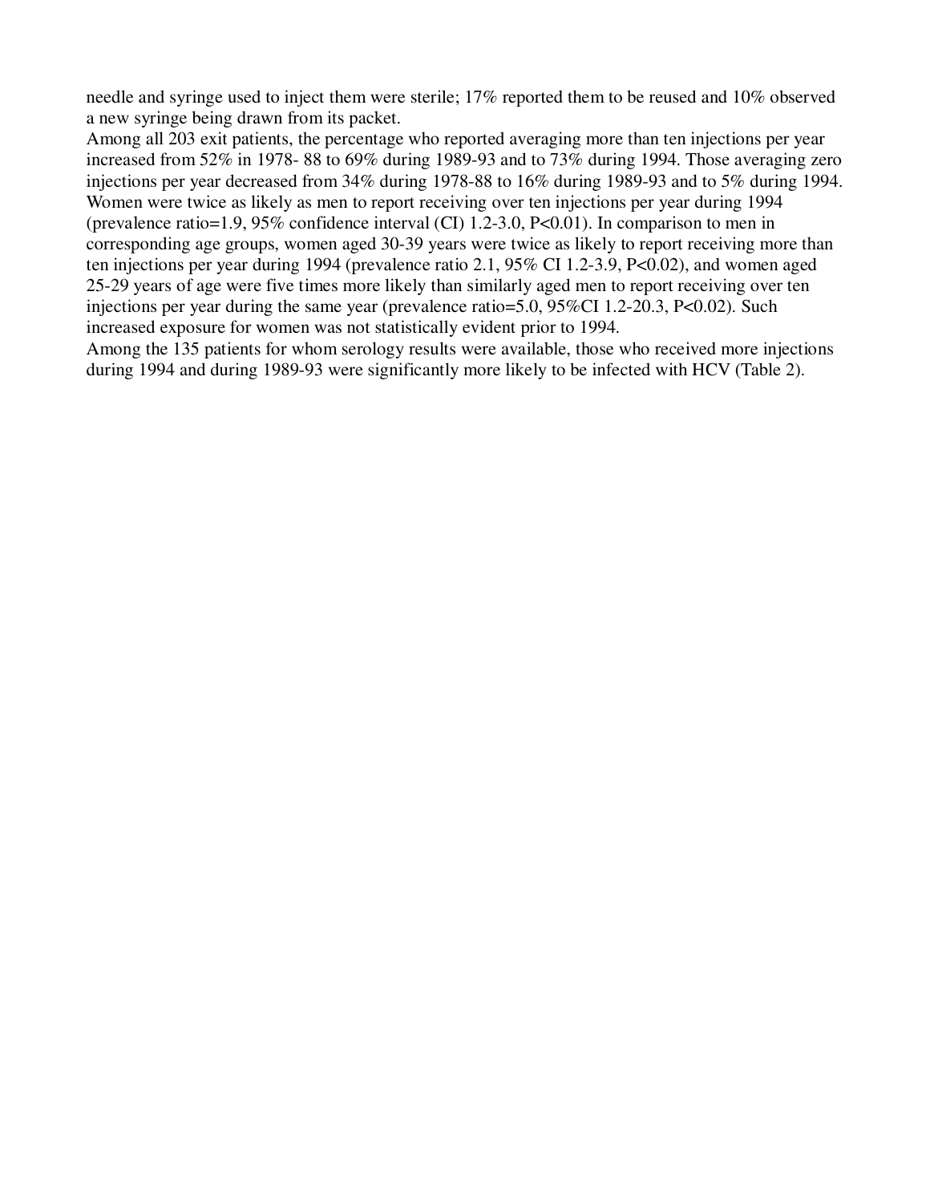needle and syringe used to inject them were sterile; 17% reported them to be reused and 10% observed a new syringe being drawn from its packet.

Among all 203 exit patients, the percentage who reported averaging more than ten injections per year increased from 52% in 1978- 88 to 69% during 1989-93 and to 73% during 1994. Those averaging zero injections per year decreased from 34% during 1978-88 to 16% during 1989-93 and to 5% during 1994. Women were twice as likely as men to report receiving over ten injections per year during 1994 (prevalence ratio=1.9, 95% confidence interval (CI) 1.2-3.0, $P<0.01$). In comparison to men in corresponding age groups, women aged 30-39 years were twice as likely to report receiving more than ten injections per year during 1994 (prevalence ratio 2.1, 95% CI 1.2-3.9, $P<0.02$), and women aged 25-29 years of age were five times more likely than similarly aged men to report receiving over ten injections per year during the same year (prevalence ratio=5.0, 95%CI 1.2-20.3, $P<0.02$). Such increased exposure for women was not statistically evident prior to 1994.

Among the 135 patients for whom serology results were available, those who received more injections during 1994 and during 1989-93 were significantly more likely to be infected with HCV (Table 2).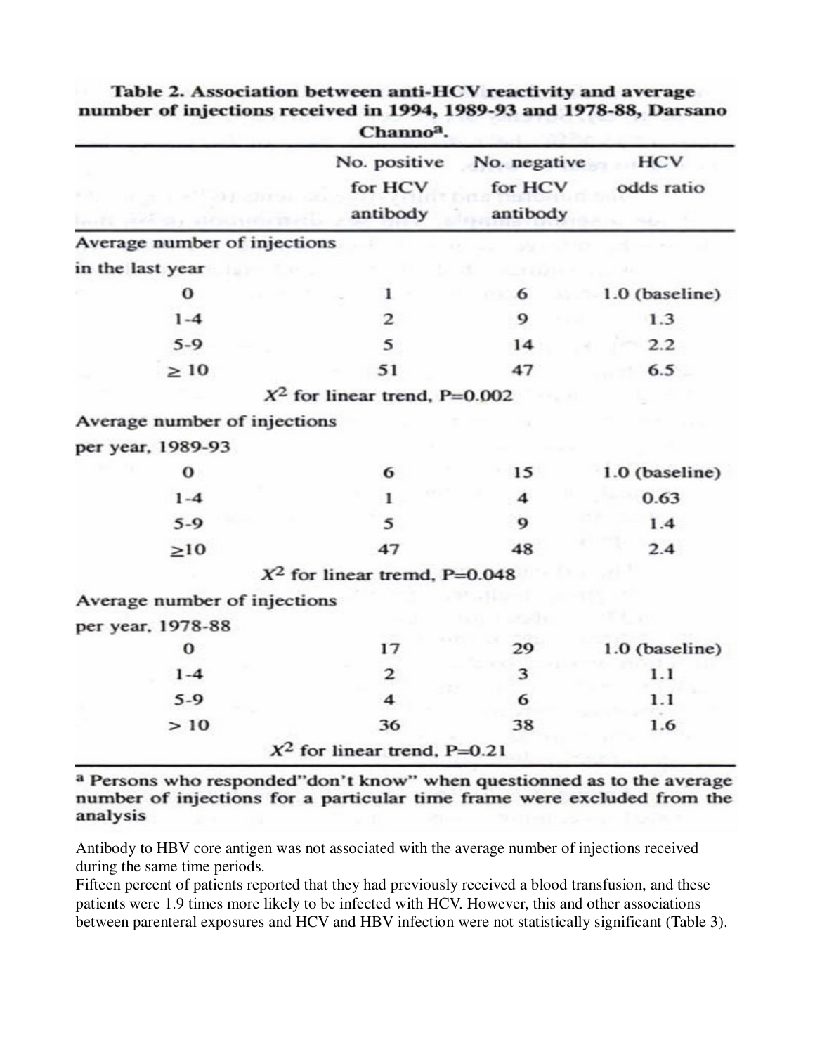**Table 2. Association between anti-HCV reactivity and average number of injections received in 1994, 1989-93 and 1978-88, Darsano Channo[a].**

| | No. positive for HCV antibody | No. negative for HCV antibody | HCV odds ratio |
|---|---|---|---|
| **Average number of injections in the last year** | | | |
| 0 | 1 | 6 | 1.0 (baseline) |
| 1-4 | 2 | 9 | 1.3 |
| 5-9 | 5 | 14 | 2.2 |
| ≥ 10 | 51 | 47 | 6.5 |
| $X^2$ for linear trend, P=0.002 | | | |
| **Average number of injections per year, 1989-93** | | | |
| 0 | 6 | 15 | 1.0 (baseline) |
| 1-4 | 1 | 4 | 0.63 |
| 5-9 | 5 | 9 | 1.4 |
| ≥10 | 47 | 48 | 2.4 |
| $X^2$ for linear tremd, P=0.048 | | | |
| **Average number of injections per year, 1978-88** | | | |
| 0 | 17 | 29 | 1.0 (baseline) |
| 1-4 | 2 | 3 | 1.1 |
| 5-9 | 4 | 6 | 1.1 |
| > 10 | 36 | 38 | 1.6 |
| $X^2$ for linear trend, P=0.21 | | | |

[a] Persons who responded"don't know" when questionned as to the average number of injections for a particular time frame were excluded from the analysis

Antibody to HBV core antigen was not associated with the average number of injections received during the same time periods.

Fifteen percent of patients reported that they had previously received a blood transfusion, and these patients were 1.9 times more likely to be infected with HCV. However, this and other associations between parenteral exposures and HCV and HBV infection were not statistically significant (Table 3).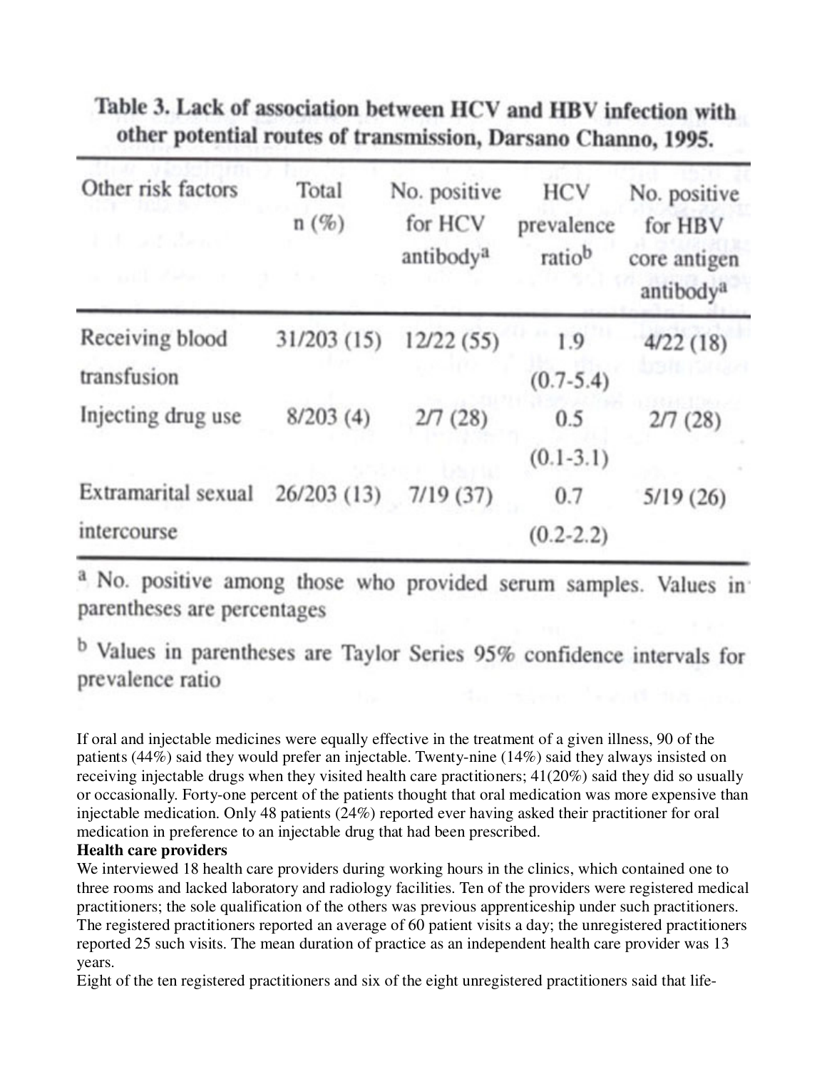**Table 3. Lack of association between HCV and HBV infection with other potential routes of transmission, Darsano Channo, 1995.**

| Other risk factors | Total n (%) | No. positive for HCV antibody[a] | HCV prevalence ratio[b] | No. positive for HBV core antigen antibody[a] |
|---|---|---|---|---|
| Receiving blood transfusion | 31/203 (15) | 12/22 (55) | 1.9 (0.7-5.4) | 4/22 (18) |
| Injecting drug use | 8/203 (4) | 2/7 (28) | 0.5 (0.1-3.1) | 2/7 (28) |
| Extramarital sexual intercourse | 26/203 (13) | 7/19 (37) | 0.7 (0.2-2.2) | 5/19 (26) |

[a] No. positive among those who provided serum samples. Values in parentheses are percentages

[b] Values in parentheses are Taylor Series 95% confidence intervals for prevalence ratio

If oral and injectable medicines were equally effective in the treatment of a given illness, 90 of the patients (44%) said they would prefer an injectable. Twenty-nine (14%) said they always insisted on receiving injectable drugs when they visited health care practitioners; 41(20%) said they did so usually or occasionally. Forty-one percent of the patients thought that oral medication was more expensive than injectable medication. Only 48 patients (24%) reported ever having asked their practitioner for oral medication in preference to an injectable drug that had been prescribed.

**Health care providers**

We interviewed 18 health care providers during working hours in the clinics, which contained one to three rooms and lacked laboratory and radiology facilities. Ten of the providers were registered medical practitioners; the sole qualification of the others was previous apprenticeship under such practitioners. The registered practitioners reported an average of 60 patient visits a day; the unregistered practitioners reported 25 such visits. The mean duration of practice as an independent health care provider was 13 years.

Eight of the ten registered practitioners and six of the eight unregistered practitioners said that life-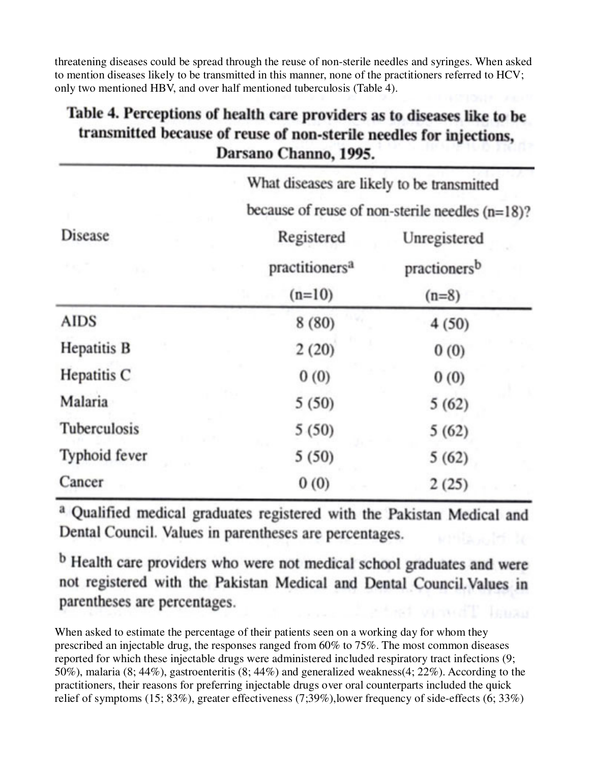threatening diseases could be spread through the reuse of non-sterile needles and syringes. When asked to mention diseases likely to be transmitted in this manner, none of the practitioners referred to HCV; only two mentioned HBV, and over half mentioned tuberculosis (Table 4).

**Table 4. Perceptions of health care providers as to diseases like to be transmitted because of reuse of non-sterile needles for injections, Darsano Channo, 1995.**

| Disease | What diseases are likely to be transmitted because of reuse of non-sterile needles (n=18)? | |
|---|---|---|
| | Registered practitioners[a] (n=10) | Unregistered practioners[b] (n=8) |
| AIDS | 8 (80) | 4 (50) |
| Hepatitis B | 2 (20) | 0 (0) |
| Hepatitis C | 0 (0) | 0 (0) |
| Malaria | 5 (50) | 5 (62) |
| Tuberculosis | 5 (50) | 5 (62) |
| Typhoid fever | 5 (50) | 5 (62) |
| Cancer | 0 (0) | 2 (25) |

[a] Qualified medical graduates registered with the Pakistan Medical and Dental Council. Values in parentheses are percentages.

[b] Health care providers who were not medical school graduates and were not registered with the Pakistan Medical and Dental Council.Values in parentheses are percentages.

When asked to estimate the percentage of their patients seen on a working day for whom they prescribed an injectable drug, the responses ranged from 60% to 75%. The most common diseases reported for which these injectable drugs were administered included respiratory tract infections (9; 50%), malaria (8; 44%), gastroenteritis (8; 44%) and generalized weakness(4; 22%). According to the practitioners, their reasons for preferring injectable drugs over oral counterparts included the quick relief of symptoms (15; 83%), greater effectiveness (7;39%),lower frequency of side-effects (6; 33%)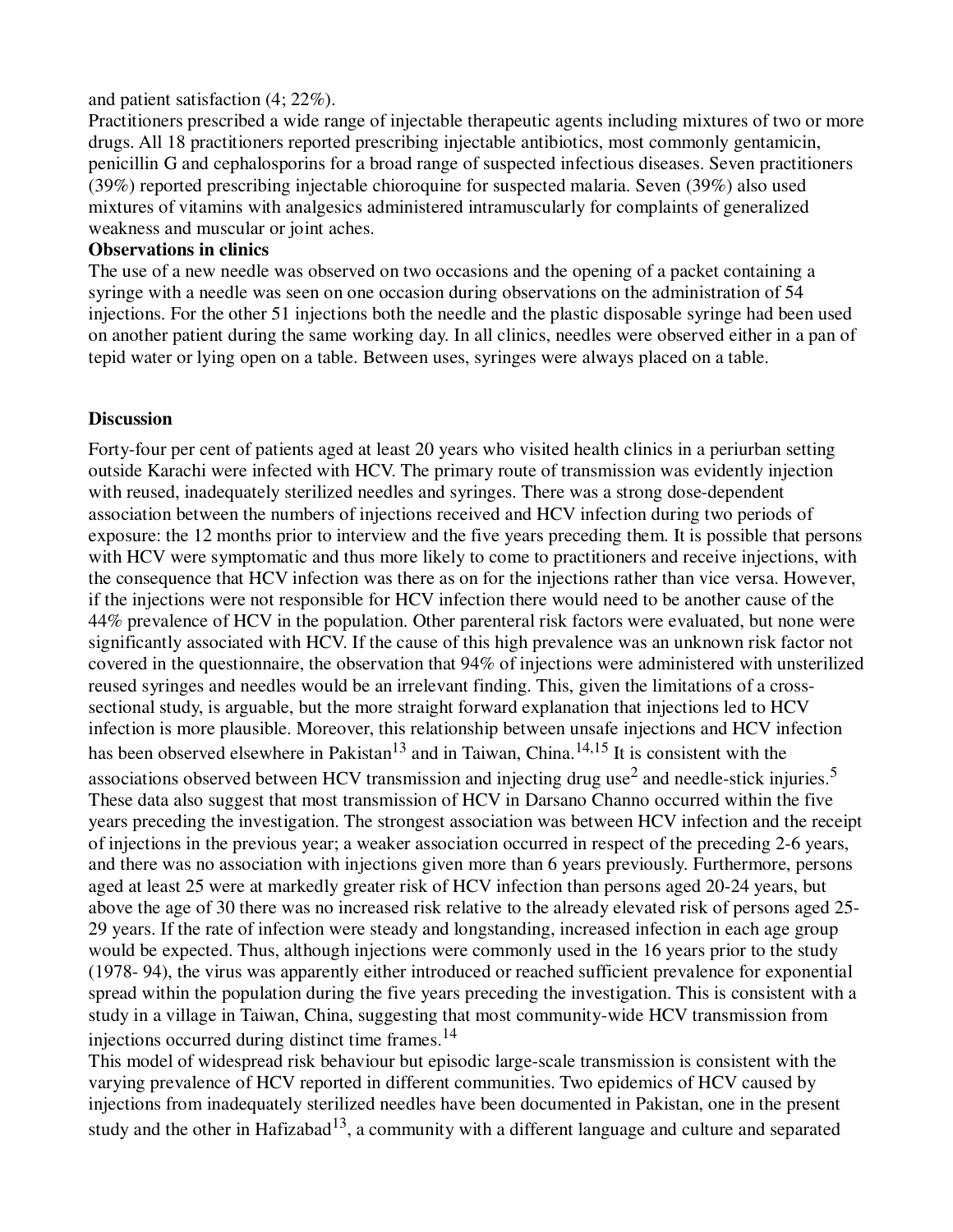and patient satisfaction (4; 22%).

Practitioners prescribed a wide range of injectable therapeutic agents including mixtures of two or more drugs. All 18 practitioners reported prescribing injectable antibiotics, most commonly gentamicin, penicillin G and cephalosporins for a broad range of suspected infectious diseases. Seven practitioners (39%) reported prescribing injectable chioroquine for suspected malaria. Seven (39%) also used mixtures of vitamins with analgesics administered intramuscularly for complaints of generalized weakness and muscular or joint aches.

**Observations in clinics**

The use of a new needle was observed on two occasions and the opening of a packet containing a syringe with a needle was seen on one occasion during observations on the administration of 54 injections. For the other 51 injections both the needle and the plastic disposable syringe had been used on another patient during the same working day. In all clinics, needles were observed either in a pan of tepid water or lying open on a table. Between uses, syringes were always placed on a table.

## Discussion

Forty-four per cent of patients aged at least 20 years who visited health clinics in a periurban setting outside Karachi were infected with HCV. The primary route of transmission was evidently injection with reused, inadequately sterilized needles and syringes. There was a strong dose-dependent association between the numbers of injections received and HCV infection during two periods of exposure: the 12 months prior to interview and the five years preceding them. It is possible that persons with HCV were symptomatic and thus more likely to come to practitioners and receive injections, with the consequence that HCV infection was there as on for the injections rather than vice versa. However, if the injections were not responsible for HCV infection there would need to be another cause of the 44% prevalence of HCV in the population. Other parenteral risk factors were evaluated, but none were significantly associated with HCV. If the cause of this high prevalence was an unknown risk factor not covered in the questionnaire, the observation that 94% of injections were administered with unsterilized reused syringes and needles would be an irrelevant finding. This, given the limitations of a cross-sectional study, is arguable, but the more straight forward explanation that injections led to HCV infection is more plausible. Moreover, this relationship between unsafe injections and HCV infection has been observed elsewhere in Pakistan[13] and in Taiwan, China.[14,15] It is consistent with the associations observed between HCV transmission and injecting drug use[2] and needle-stick injuries.[5] These data also suggest that most transmission of HCV in Darsano Channo occurred within the five years preceding the investigation. The strongest association was between HCV infection and the receipt of injections in the previous year; a weaker association occurred in respect of the preceding 2-6 years, and there was no association with injections given more than 6 years previously. Furthermore, persons aged at least 25 were at markedly greater risk of HCV infection than persons aged 20-24 years, but above the age of 30 there was no increased risk relative to the already elevated risk of persons aged 25-29 years. If the rate of infection were steady and longstanding, increased infection in each age group would be expected. Thus, although injections were commonly used in the 16 years prior to the study (1978- 94), the virus was apparently either introduced or reached sufficient prevalence for exponential spread within the population during the five years preceding the investigation. This is consistent with a study in a village in Taiwan, China, suggesting that most community-wide HCV transmission from injections occurred during distinct time frames.[14]

This model of widespread risk behaviour but episodic large-scale transmission is consistent with the varying prevalence of HCV reported in different communities. Two epidemics of HCV caused by injections from inadequately sterilized needles have been documented in Pakistan, one in the present study and the other in Hafizabad[13], a community with a different language and culture and separated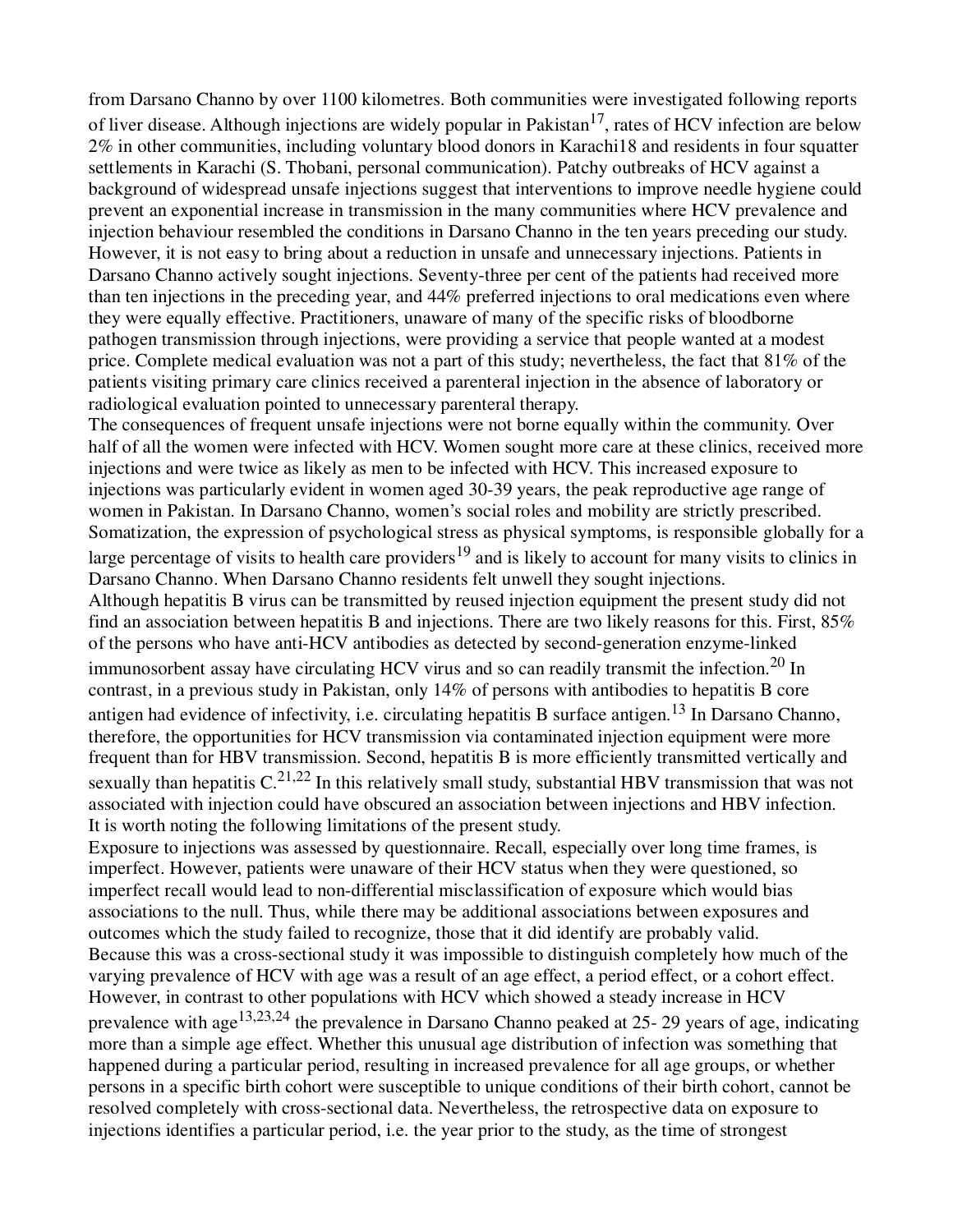from Darsano Channo by over 1100 kilometres. Both communities were investigated following reports of liver disease. Although injections are widely popular in Pakistan[17], rates of HCV infection are below 2% in other communities, including voluntary blood donors in Karachi18 and residents in four squatter settlements in Karachi (S. Thobani, personal communication). Patchy outbreaks of HCV against a background of widespread unsafe injections suggest that interventions to improve needle hygiene could prevent an exponential increase in transmission in the many communities where HCV prevalence and injection behaviour resembled the conditions in Darsano Channo in the ten years preceding our study. However, it is not easy to bring about a reduction in unsafe and unnecessary injections. Patients in Darsano Channo actively sought injections. Seventy-three per cent of the patients had received more than ten injections in the preceding year, and 44% preferred injections to oral medications even where they were equally effective. Practitioners, unaware of many of the specific risks of bloodborne pathogen transmission through injections, were providing a service that people wanted at a modest price. Complete medical evaluation was not a part of this study; nevertheless, the fact that 81% of the patients visiting primary care clinics received a parenteral injection in the absence of laboratory or radiological evaluation pointed to unnecessary parenteral therapy.

The consequences of frequent unsafe injections were not borne equally within the community. Over half of all the women were infected with HCV. Women sought more care at these clinics, received more injections and were twice as likely as men to be infected with HCV. This increased exposure to injections was particularly evident in women aged 30-39 years, the peak reproductive age range of women in Pakistan. In Darsano Channo, women's social roles and mobility are strictly prescribed. Somatization, the expression of psychological stress as physical symptoms, is responsible globally for a large percentage of visits to health care providers[19] and is likely to account for many visits to clinics in Darsano Channo. When Darsano Channo residents felt unwell they sought injections.

Although hepatitis B virus can be transmitted by reused injection equipment the present study did not find an association between hepatitis B and injections. There are two likely reasons for this. First, 85% of the persons who have anti-HCV antibodies as detected by second-generation enzyme-linked immunosorbent assay have circulating HCV virus and so can readily transmit the infection.[20] In contrast, in a previous study in Pakistan, only 14% of persons with antibodies to hepatitis B core antigen had evidence of infectivity, i.e. circulating hepatitis B surface antigen.[13] In Darsano Channo, therefore, the opportunities for HCV transmission via contaminated injection equipment were more frequent than for HBV transmission. Second, hepatitis B is more efficiently transmitted vertically and sexually than hepatitis C.[21,22] In this relatively small study, substantial HBV transmission that was not associated with injection could have obscured an association between injections and HBV infection.

It is worth noting the following limitations of the present study.

Exposure to injections was assessed by questionnaire. Recall, especially over long time frames, is imperfect. However, patients were unaware of their HCV status when they were questioned, so imperfect recall would lead to non-differential misclassification of exposure which would bias associations to the null. Thus, while there may be additional associations between exposures and outcomes which the study failed to recognize, those that it did identify are probably valid.

Because this was a cross-sectional study it was impossible to distinguish completely how much of the varying prevalence of HCV with age was a result of an age effect, a period effect, or a cohort effect. However, in contrast to other populations with HCV which showed a steady increase in HCV prevalence with age[13,23,24] the prevalence in Darsano Channo peaked at 25- 29 years of age, indicating more than a simple age effect. Whether this unusual age distribution of infection was something that happened during a particular period, resulting in increased prevalence for all age groups, or whether persons in a specific birth cohort were susceptible to unique conditions of their birth cohort, cannot be resolved completely with cross-sectional data. Nevertheless, the retrospective data on exposure to injections identifies a particular period, i.e. the year prior to the study, as the time of strongest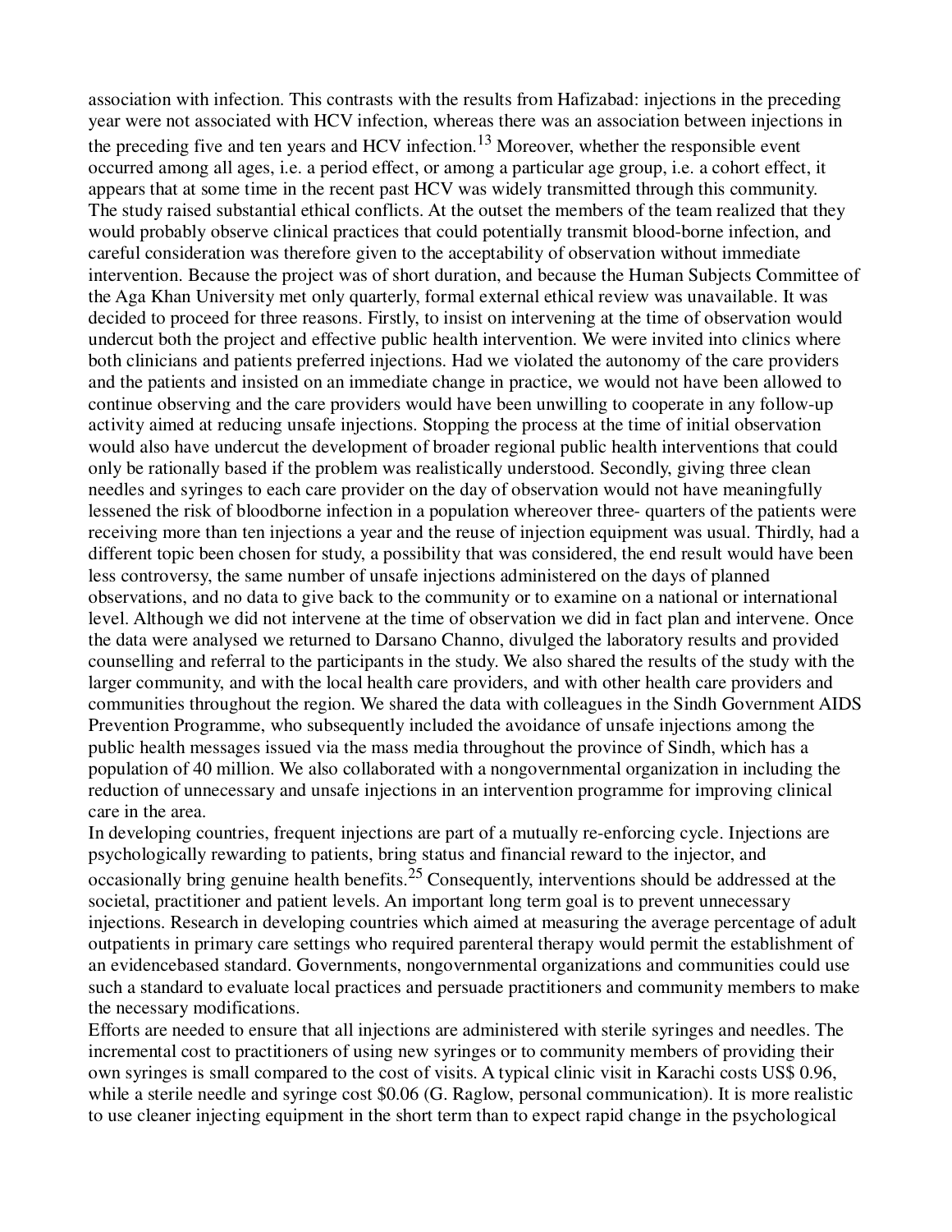association with infection. This contrasts with the results from Hafizabad: injections in the preceding year were not associated with HCV infection, whereas there was an association between injections in the preceding five and ten years and HCV infection.[13] Moreover, whether the responsible event occurred among all ages, i.e. a period effect, or among a particular age group, i.e. a cohort effect, it appears that at some time in the recent past HCV was widely transmitted through this community.

The study raised substantial ethical conflicts. At the outset the members of the team realized that they would probably observe clinical practices that could potentially transmit blood-borne infection, and careful consideration was therefore given to the acceptability of observation without immediate intervention. Because the project was of short duration, and because the Human Subjects Committee of the Aga Khan University met only quarterly, formal external ethical review was unavailable. It was decided to proceed for three reasons. Firstly, to insist on intervening at the time of observation would undercut both the project and effective public health intervention. We were invited into clinics where both clinicians and patients preferred injections. Had we violated the autonomy of the care providers and the patients and insisted on an immediate change in practice, we would not have been allowed to continue observing and the care providers would have been unwilling to cooperate in any follow-up activity aimed at reducing unsafe injections. Stopping the process at the time of initial observation would also have undercut the development of broader regional public health interventions that could only be rationally based if the problem was realistically understood. Secondly, giving three clean needles and syringes to each care provider on the day of observation would not have meaningfully lessened the risk of bloodborne infection in a population whereover three- quarters of the patients were receiving more than ten injections a year and the reuse of injection equipment was usual. Thirdly, had a different topic been chosen for study, a possibility that was considered, the end result would have been less controversy, the same number of unsafe injections administered on the days of planned observations, and no data to give back to the community or to examine on a national or international level. Although we did not intervene at the time of observation we did in fact plan and intervene. Once the data were analysed we returned to Darsano Channo, divulged the laboratory results and provided counselling and referral to the participants in the study. We also shared the results of the study with the larger community, and with the local health care providers, and with other health care providers and communities throughout the region. We shared the data with colleagues in the Sindh Government AIDS Prevention Programme, who subsequently included the avoidance of unsafe injections among the public health messages issued via the mass media throughout the province of Sindh, which has a population of 40 million. We also collaborated with a nongovernmental organization in including the reduction of unnecessary and unsafe injections in an intervention programme for improving clinical care in the area.

In developing countries, frequent injections are part of a mutually re-enforcing cycle. Injections are psychologically rewarding to patients, bring status and financial reward to the injector, and occasionally bring genuine health benefits.[25] Consequently, interventions should be addressed at the societal, practitioner and patient levels. An important long term goal is to prevent unnecessary injections. Research in developing countries which aimed at measuring the average percentage of adult outpatients in primary care settings who required parenteral therapy would permit the establishment of an evidencebased standard. Governments, nongovernmental organizations and communities could use such a standard to evaluate local practices and persuade practitioners and community members to make the necessary modifications.

Efforts are needed to ensure that all injections are administered with sterile syringes and needles. The incremental cost to practitioners of using new syringes or to community members of providing their own syringes is small compared to the cost of visits. A typical clinic visit in Karachi costs US$ 0.96, while a sterile needle and syringe cost $0.06 (G. Raglow, personal communication). It is more realistic to use cleaner injecting equipment in the short term than to expect rapid change in the psychological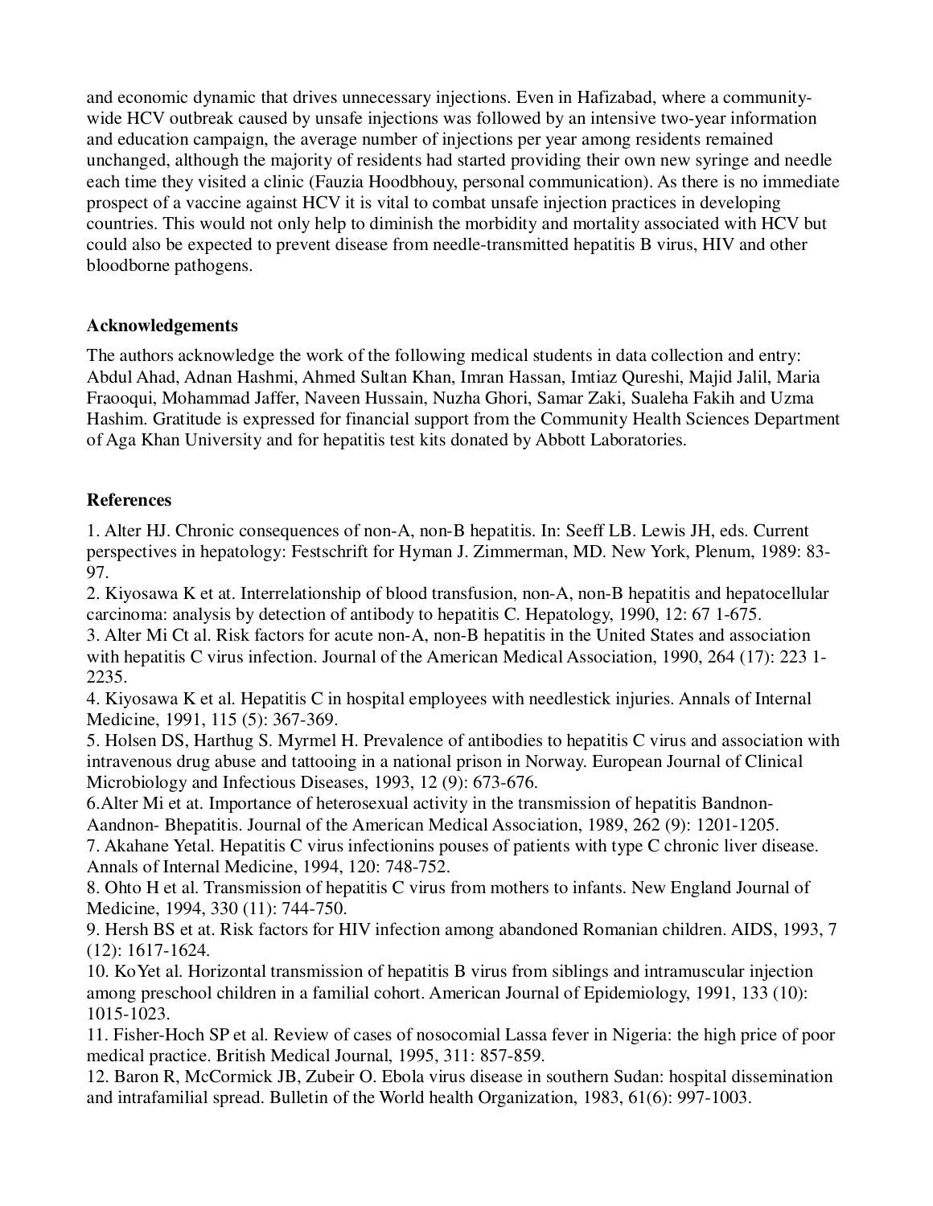and economic dynamic that drives unnecessary injections. Even in Hafizabad, where a community-wide HCV outbreak caused by unsafe injections was followed by an intensive two-year information and education campaign, the average number of injections per year among residents remained unchanged, although the majority of residents had started providing their own new syringe and needle each time they visited a clinic (Fauzia Hoodbhouy, personal communication). As there is no immediate prospect of a vaccine against HCV it is vital to combat unsafe injection practices in developing countries. This would not only help to diminish the morbidity and mortality associated with HCV but could also be expected to prevent disease from needle-transmitted hepatitis B virus, HIV and other bloodborne pathogens.

### Acknowledgements

The authors acknowledge the work of the following medical students in data collection and entry: Abdul Ahad, Adnan Hashmi, Ahmed Sultan Khan, Imran Hassan, Imtiaz Qureshi, Majid Jalil, Maria Fraooqui, Mohammad Jaffer, Naveen Hussain, Nuzha Ghori, Samar Zaki, Sualeha Fakih and Uzma Hashim. Gratitude is expressed for financial support from the Community Health Sciences Department of Aga Khan University and for hepatitis test kits donated by Abbott Laboratories.

### References

1. Alter HJ. Chronic consequences of non-A, non-B hepatitis. In: Seeff LB. Lewis JH, eds. Current perspectives in hepatology: Festschrift for Hyman J. Zimmerman, MD. New York, Plenum, 1989: 83-97.
2. Kiyosawa K et at. Interrelationship of blood transfusion, non-A, non-B hepatitis and hepatocellular carcinoma: analysis by detection of antibody to hepatitis C. Hepatology, 1990, 12: 67 1-675.
3. Alter Mi Ct al. Risk factors for acute non-A, non-B hepatitis in the United States and association with hepatitis C virus infection. Journal of the American Medical Association, 1990, 264 (17): 223 1-2235.
4. Kiyosawa K et al. Hepatitis C in hospital employees with needlestick injuries. Annals of Internal Medicine, 1991, 115 (5): 367-369.
5. Holsen DS, Harthug S. Myrmel H. Prevalence of antibodies to hepatitis C virus and association with intravenous drug abuse and tattooing in a national prison in Norway. European Journal of Clinical Microbiology and Infectious Diseases, 1993, 12 (9): 673-676.
6.Alter Mi et at. Importance of heterosexual activity in the transmission of hepatitis Bandnon-Aandnon- Bhepatitis. Journal of the American Medical Association, 1989, 262 (9): 1201-1205.
7. Akahane Yetal. Hepatitis C virus infectionins pouses of patients with type C chronic liver disease. Annals of Internal Medicine, 1994, 120: 748-752.
8. Ohto H et al. Transmission of hepatitis C virus from mothers to infants. New England Journal of Medicine, 1994, 330 (11): 744-750.
9. Hersh BS et at. Risk factors for HIV infection among abandoned Romanian children. AIDS, 1993, 7 (12): 1617-1624.
10. KoYet al. Horizontal transmission of hepatitis B virus from siblings and intramuscular injection among preschool children in a familial cohort. American Journal of Epidemiology, 1991, 133 (10): 1015-1023.
11. Fisher-Hoch SP et al. Review of cases of nosocomial Lassa fever in Nigeria: the high price of poor medical practice. British Medical Journal, 1995, 311: 857-859.
12. Baron R, McCormick JB, Zubeir O. Ebola virus disease in southern Sudan: hospital dissemination and intrafamilial spread. Bulletin of the World health Organization, 1983, 61(6): 997-1003.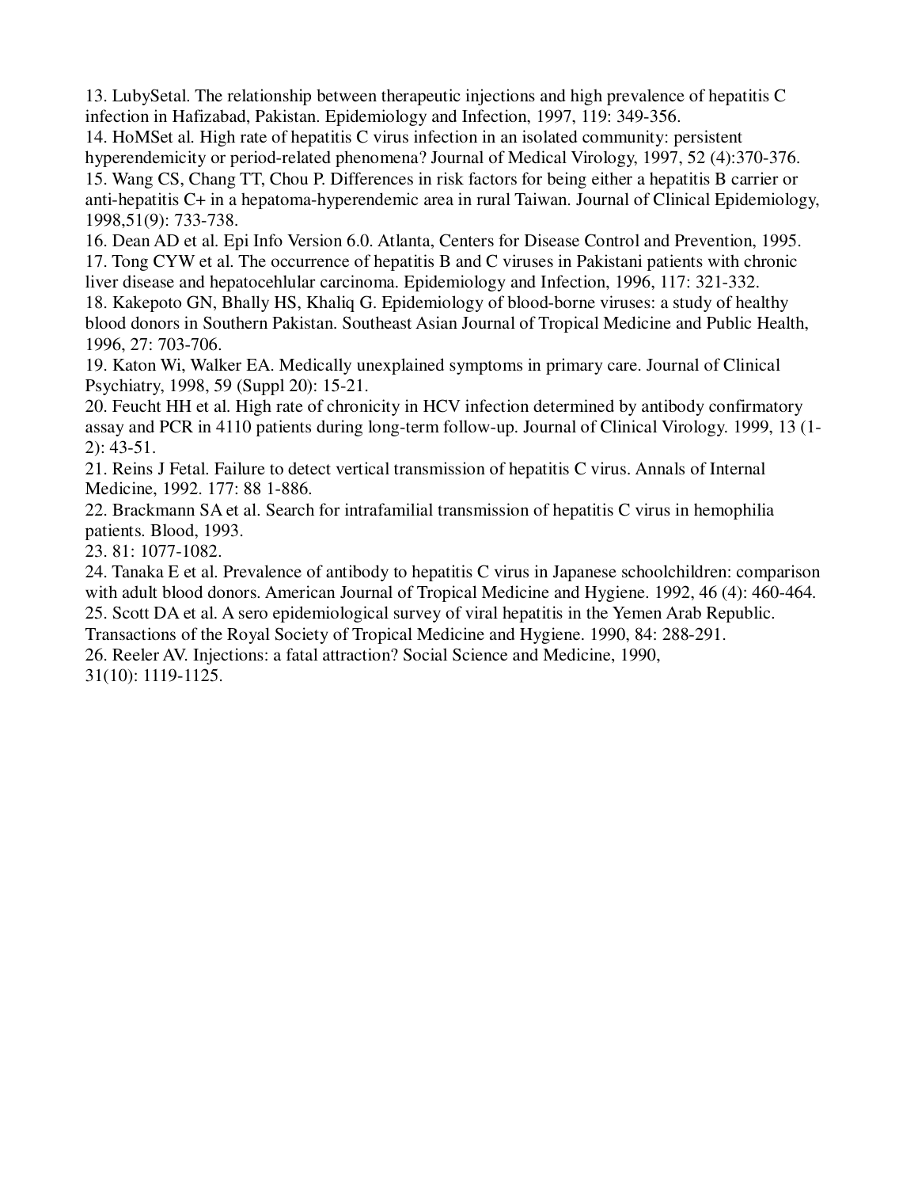13. LubySetal. The relationship between therapeutic injections and high prevalence of hepatitis C infection in Hafizabad, Pakistan. Epidemiology and Infection, 1997, 119: 349-356.

14. HoMSet al. High rate of hepatitis C virus infection in an isolated community: persistent hyperendemicity or period-related phenomena? Journal of Medical Virology, 1997, 52 (4):370-376.

15. Wang CS, Chang TT, Chou P. Differences in risk factors for being either a hepatitis B carrier or anti-hepatitis C+ in a hepatoma-hyperendemic area in rural Taiwan. Journal of Clinical Epidemiology, 1998,51(9): 733-738.

16. Dean AD et al. Epi Info Version 6.0. Atlanta, Centers for Disease Control and Prevention, 1995.

17. Tong CYW et al. The occurrence of hepatitis B and C viruses in Pakistani patients with chronic liver disease and hepatocehlular carcinoma. Epidemiology and Infection, 1996, 117: 321-332.

18. Kakepoto GN, Bhally HS, Khaliq G. Epidemiology of blood-borne viruses: a study of healthy blood donors in Southern Pakistan. Southeast Asian Journal of Tropical Medicine and Public Health, 1996, 27: 703-706.

19. Katon Wi, Walker EA. Medically unexplained symptoms in primary care. Journal of Clinical Psychiatry, 1998, 59 (Suppl 20): 15-21.

20. Feucht HH et al. High rate of chronicity in HCV infection determined by antibody confirmatory assay and PCR in 4110 patients during long-term follow-up. Journal of Clinical Virology. 1999, 13 (1-2): 43-51.

21. Reins J Fetal. Failure to detect vertical transmission of hepatitis C virus. Annals of Internal Medicine, 1992. 177: 88 1-886.

22. Brackmann SA et al. Search for intrafamilial transmission of hepatitis C virus in hemophilia patients. Blood, 1993.

23. 81: 1077-1082.

24. Tanaka E et al. Prevalence of antibody to hepatitis C virus in Japanese schoolchildren: comparison with adult blood donors. American Journal of Tropical Medicine and Hygiene. 1992, 46 (4): 460-464.

25. Scott DA et al. A sero epidemiological survey of viral hepatitis in the Yemen Arab Republic. Transactions of the Royal Society of Tropical Medicine and Hygiene. 1990, 84: 288-291.

26. Reeler AV. Injections: a fatal attraction? Social Science and Medicine, 1990, 31(10): 1119-1125.